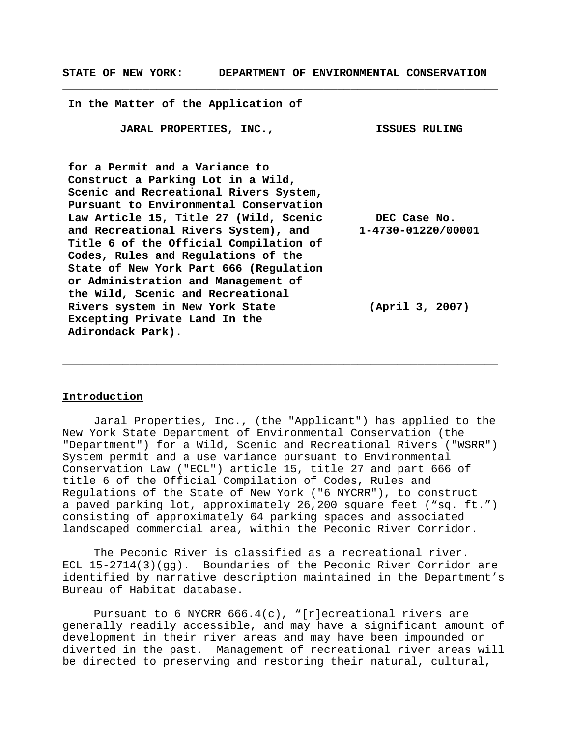**STATE OF NEW YORK: DEPARTMENT OF ENVIRONMENTAL CONSERVATION**

---

**In the Matter of the Application of**

**JARAL PROPERTIES, INC.,**

**for a Permit and a Variance to Construct a Parking Lot in a Wild, Scenic and Recreational Rivers System, Pursuant to Environmental Conservation Law Article 15, Title 27 (Wild, Scenic and Recreational Rivers System), and Title 6 of the Official Compilation of Codes, Rules and Regulations of the State of New York Part 666 (Regulation or Administration and Management of the Wild, Scenic and Recreational Rivers system in New York State Excepting Private Land In the Adirondack Park).**

**ISSUES RULING**

**DEC Case No. 1-4730-01220/00001**

**(April 3, 2007)**

---

**Introduction**

Jaral Properties, Inc., (the "Applicant") has applied to the New York State Department of Environmental Conservation (the "Department") for a Wild, Scenic and Recreational Rivers ("WSRR") System permit and a use variance pursuant to Environmental Conservation Law ("ECL") article 15, title 27 and part 666 of title 6 of the Official Compilation of Codes, Rules and Regulations of the State of New York ("6 NYCRR"), to construct a paved parking lot, approximately 26,200 square feet ("sq. ft.") consisting of approximately 64 parking spaces and associated landscaped commercial area, within the Peconic River Corridor.

The Peconic River is classified as a recreational river. ECL 15-2714(3)(gg). Boundaries of the Peconic River Corridor are identified by narrative description maintained in the Department's Bureau of Habitat database.

Pursuant to 6 NYCRR 666.4(c), "[r]ecreational rivers are generally readily accessible, and may have a significant amount of development in their river areas and may have been impounded or diverted in the past. Management of recreational river areas will be directed to preserving and restoring their natural, cultural,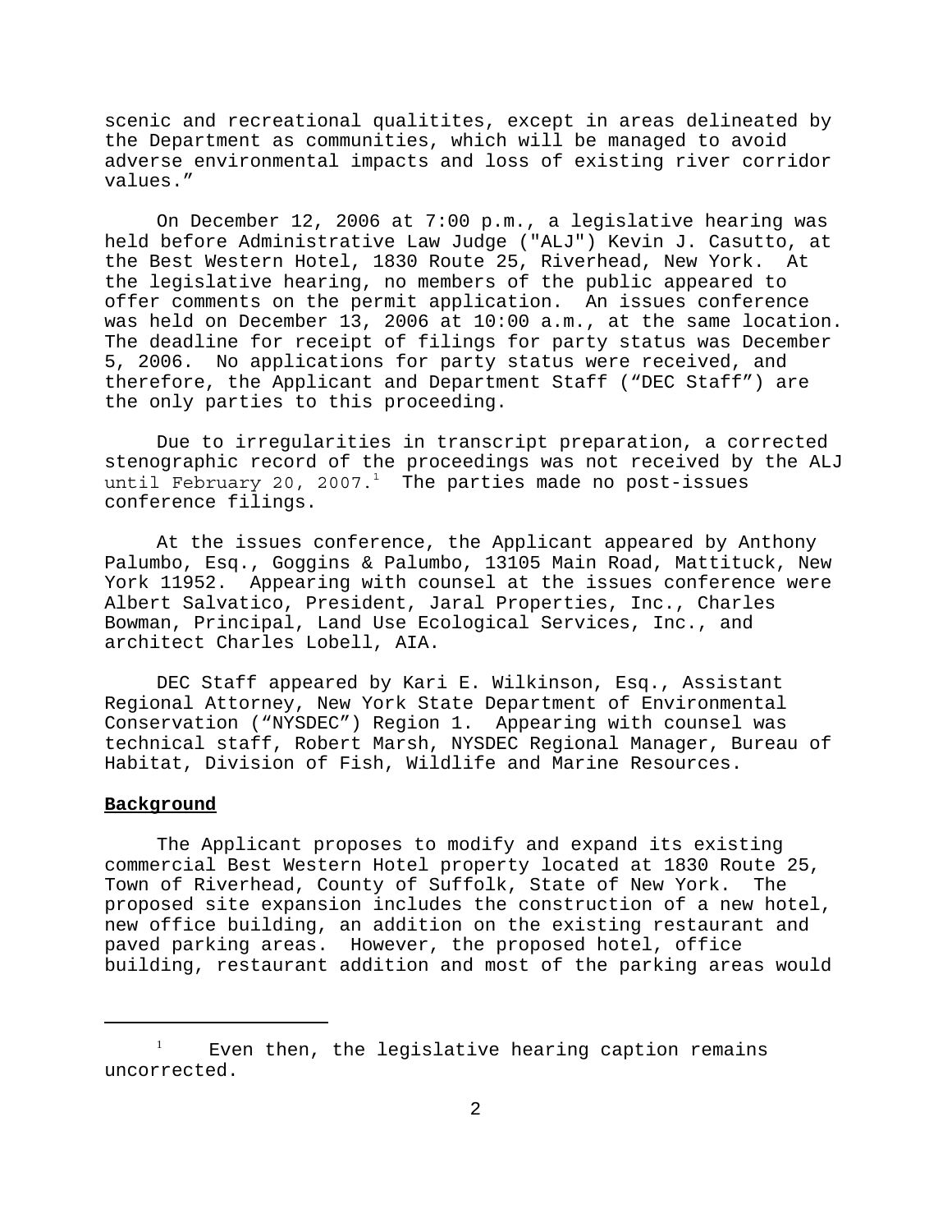scenic and recreational qualitites, except in areas delineated by the Department as communities, which will be managed to avoid adverse environmental impacts and loss of existing river corridor values."

On December 12, 2006 at 7:00 p.m., a legislative hearing was held before Administrative Law Judge ("ALJ") Kevin J. Casutto, at the Best Western Hotel, 1830 Route 25, Riverhead, New York. At the legislative hearing, no members of the public appeared to offer comments on the permit application. An issues conference was held on December 13, 2006 at 10:00 a.m., at the same location. The deadline for receipt of filings for party status was December 5, 2006. No applications for party status were received, and therefore, the Applicant and Department Staff ("DEC Staff") are the only parties to this proceeding.

Due to irregularities in transcript preparation, a corrected stenographic record of the proceedings was not received by the ALJ until February 20, 2007.[1] The parties made no post-issues conference filings.

At the issues conference, the Applicant appeared by Anthony Palumbo, Esq., Goggins & Palumbo, 13105 Main Road, Mattituck, New York 11952. Appearing with counsel at the issues conference were Albert Salvatico, President, Jaral Properties, Inc., Charles Bowman, Principal, Land Use Ecological Services, Inc., and architect Charles Lobell, AIA.

DEC Staff appeared by Kari E. Wilkinson, Esq., Assistant Regional Attorney, New York State Department of Environmental Conservation ("NYSDEC") Region 1. Appearing with counsel was technical staff, Robert Marsh, NYSDEC Regional Manager, Bureau of Habitat, Division of Fish, Wildlife and Marine Resources.

**Background**

The Applicant proposes to modify and expand its existing commercial Best Western Hotel property located at 1830 Route 25, Town of Riverhead, County of Suffolk, State of New York. The proposed site expansion includes the construction of a new hotel, new office building, an addition on the existing restaurant and paved parking areas. However, the proposed hotel, office building, restaurant addition and most of the parking areas would

---

[1] Even then, the legislative hearing caption remains uncorrected.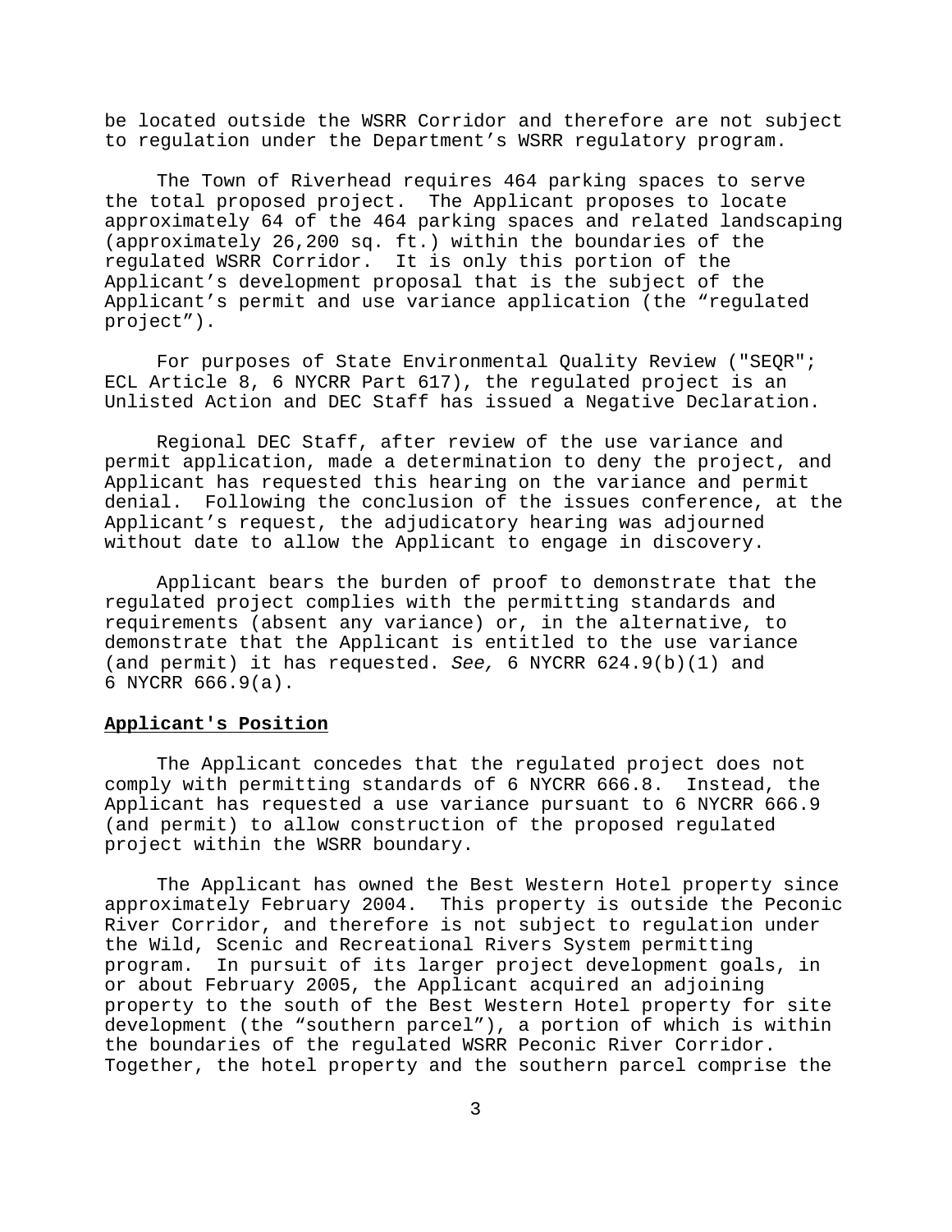be located outside the WSRR Corridor and therefore are not subject to regulation under the Department's WSRR regulatory program.

The Town of Riverhead requires 464 parking spaces to serve the total proposed project. The Applicant proposes to locate approximately 64 of the 464 parking spaces and related landscaping (approximately 26,200 sq. ft.) within the boundaries of the regulated WSRR Corridor. It is only this portion of the Applicant's development proposal that is the subject of the Applicant's permit and use variance application (the "regulated project").

For purposes of State Environmental Quality Review ("SEQR"; ECL Article 8, 6 NYCRR Part 617), the regulated project is an Unlisted Action and DEC Staff has issued a Negative Declaration.

Regional DEC Staff, after review of the use variance and permit application, made a determination to deny the project, and Applicant has requested this hearing on the variance and permit denial. Following the conclusion of the issues conference, at the Applicant's request, the adjudicatory hearing was adjourned without date to allow the Applicant to engage in discovery.

Applicant bears the burden of proof to demonstrate that the regulated project complies with the permitting standards and requirements (absent any variance) or, in the alternative, to demonstrate that the Applicant is entitled to the use variance (and permit) it has requested. *See,* 6 NYCRR 624.9(b)(1) and 6 NYCRR 666.9(a).

**Applicant's Position**

The Applicant concedes that the regulated project does not comply with permitting standards of 6 NYCRR 666.8. Instead, the Applicant has requested a use variance pursuant to 6 NYCRR 666.9 (and permit) to allow construction of the proposed regulated project within the WSRR boundary.

The Applicant has owned the Best Western Hotel property since approximately February 2004. This property is outside the Peconic River Corridor, and therefore is not subject to regulation under the Wild, Scenic and Recreational Rivers System permitting program. In pursuit of its larger project development goals, in or about February 2005, the Applicant acquired an adjoining property to the south of the Best Western Hotel property for site development (the "southern parcel"), a portion of which is within the boundaries of the regulated WSRR Peconic River Corridor. Together, the hotel property and the southern parcel comprise the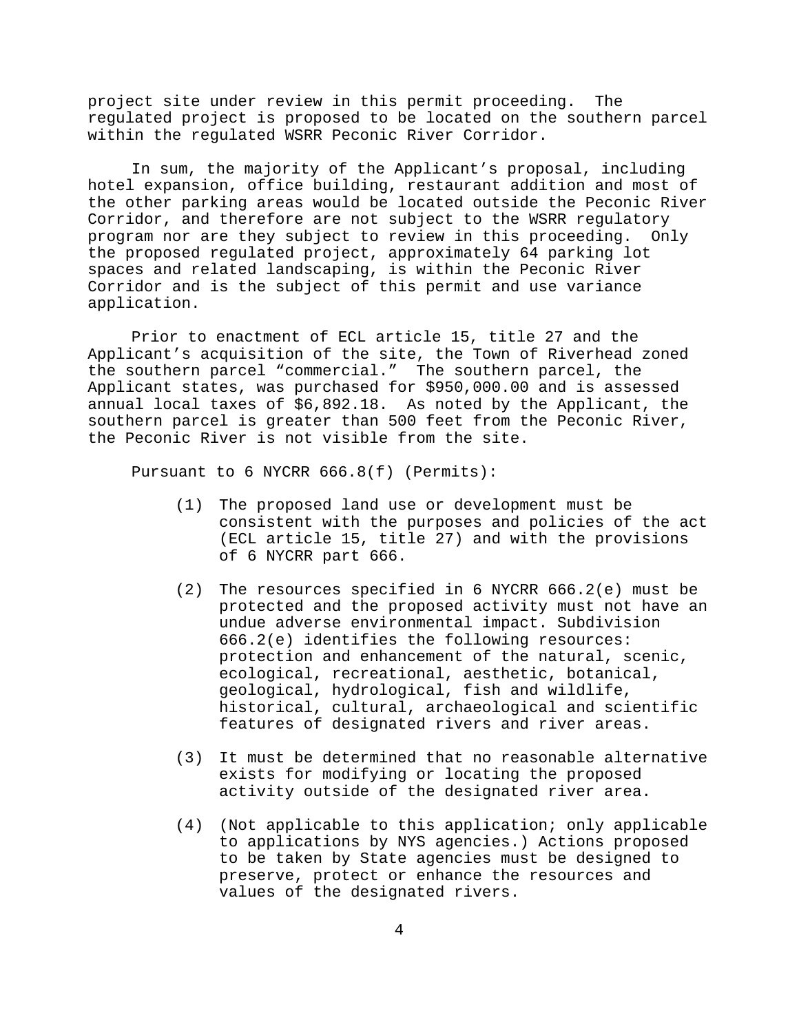project site under review in this permit proceeding. The regulated project is proposed to be located on the southern parcel within the regulated WSRR Peconic River Corridor.

In sum, the majority of the Applicant's proposal, including hotel expansion, office building, restaurant addition and most of the other parking areas would be located outside the Peconic River Corridor, and therefore are not subject to the WSRR regulatory program nor are they subject to review in this proceeding. Only the proposed regulated project, approximately 64 parking lot spaces and related landscaping, is within the Peconic River Corridor and is the subject of this permit and use variance application.

Prior to enactment of ECL article 15, title 27 and the Applicant's acquisition of the site, the Town of Riverhead zoned the southern parcel "commercial." The southern parcel, the Applicant states, was purchased for $950,000.00 and is assessed annual local taxes of $6,892.18. As noted by the Applicant, the southern parcel is greater than 500 feet from the Peconic River, the Peconic River is not visible from the site.

Pursuant to 6 NYCRR 666.8(f) (Permits):

(1) The proposed land use or development must be consistent with the purposes and policies of the act (ECL article 15, title 27) and with the provisions of 6 NYCRR part 666.

(2) The resources specified in 6 NYCRR 666.2(e) must be protected and the proposed activity must not have an undue adverse environmental impact. Subdivision 666.2(e) identifies the following resources: protection and enhancement of the natural, scenic, ecological, recreational, aesthetic, botanical, geological, hydrological, fish and wildlife, historical, cultural, archaeological and scientific features of designated rivers and river areas.

(3) It must be determined that no reasonable alternative exists for modifying or locating the proposed activity outside of the designated river area.

(4) (Not applicable to this application; only applicable to applications by NYS agencies.) Actions proposed to be taken by State agencies must be designed to preserve, protect or enhance the resources and values of the designated rivers.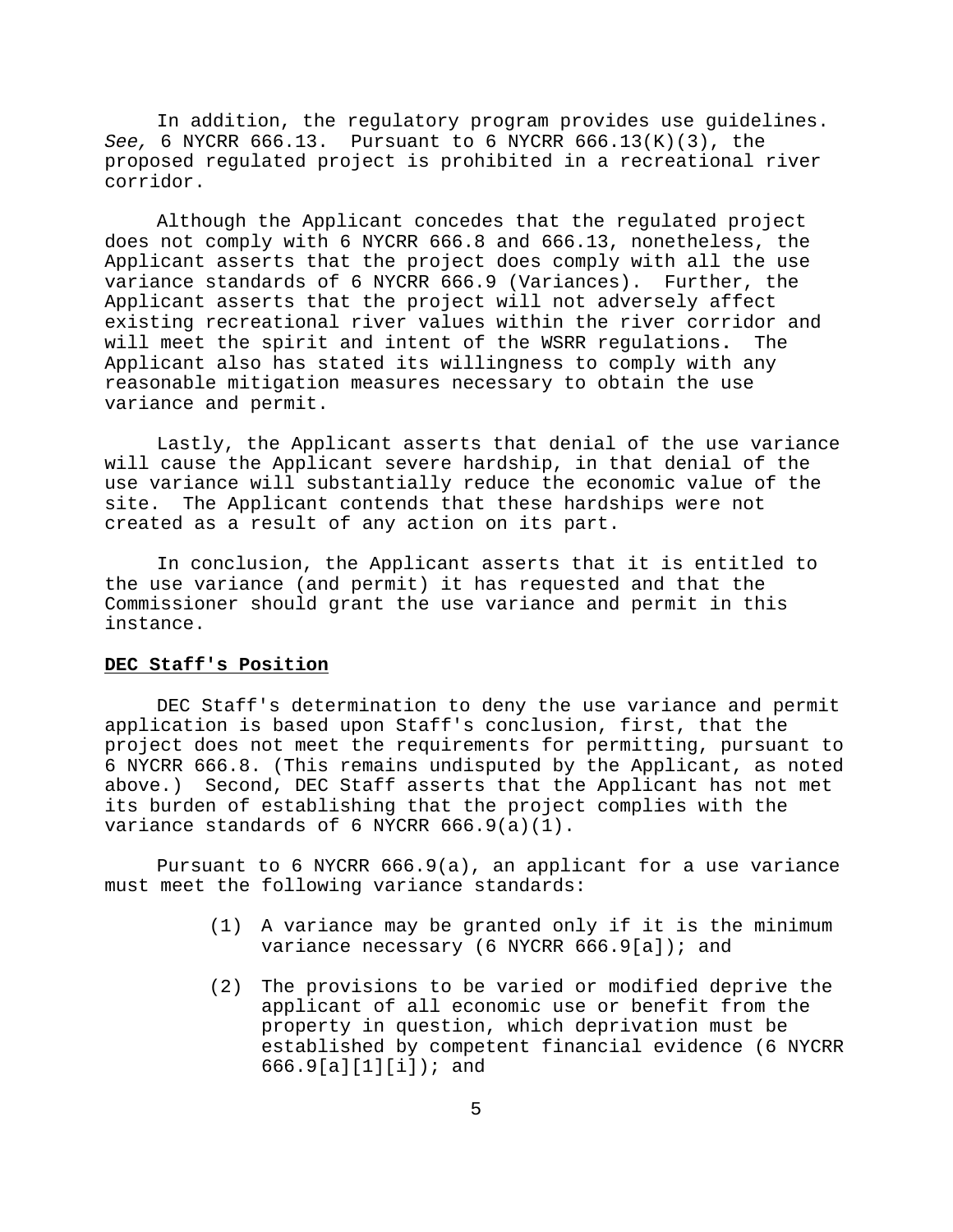In addition, the regulatory program provides use guidelines. *See,* 6 NYCRR 666.13. Pursuant to 6 NYCRR 666.13(K)(3), the proposed regulated project is prohibited in a recreational river corridor.

Although the Applicant concedes that the regulated project does not comply with 6 NYCRR 666.8 and 666.13, nonetheless, the Applicant asserts that the project does comply with all the use variance standards of 6 NYCRR 666.9 (Variances). Further, the Applicant asserts that the project will not adversely affect existing recreational river values within the river corridor and will meet the spirit and intent of the WSRR regulations. The Applicant also has stated its willingness to comply with any reasonable mitigation measures necessary to obtain the use variance and permit.

Lastly, the Applicant asserts that denial of the use variance will cause the Applicant severe hardship, in that denial of the use variance will substantially reduce the economic value of the site. The Applicant contends that these hardships were not created as a result of any action on its part.

In conclusion, the Applicant asserts that it is entitled to the use variance (and permit) it has requested and that the Commissioner should grant the use variance and permit in this instance.

**DEC Staff's Position**

DEC Staff's determination to deny the use variance and permit application is based upon Staff's conclusion, first, that the project does not meet the requirements for permitting, pursuant to 6 NYCRR 666.8. (This remains undisputed by the Applicant, as noted above.) Second, DEC Staff asserts that the Applicant has not met its burden of establishing that the project complies with the variance standards of 6 NYCRR 666.9(a)(1).

Pursuant to 6 NYCRR 666.9(a), an applicant for a use variance must meet the following variance standards:

(1) A variance may be granted only if it is the minimum variance necessary (6 NYCRR 666.9[a]); and

(2) The provisions to be varied or modified deprive the applicant of all economic use or benefit from the property in question, which deprivation must be established by competent financial evidence (6 NYCRR 666.9[a][1][i]); and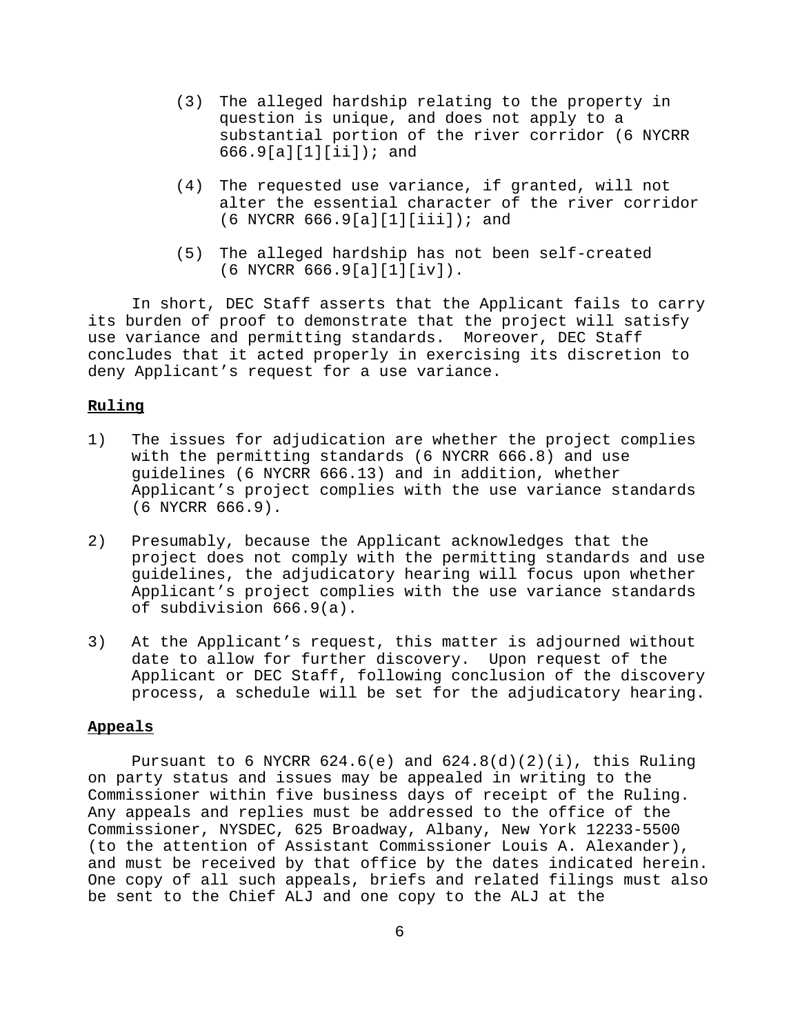(3) The alleged hardship relating to the property in question is unique, and does not apply to a substantial portion of the river corridor (6 NYCRR 666.9[a][1][ii]); and

(4) The requested use variance, if granted, will not alter the essential character of the river corridor (6 NYCRR 666.9[a][1][iii]); and

(5) The alleged hardship has not been self-created (6 NYCRR 666.9[a][1][iv]).

In short, DEC Staff asserts that the Applicant fails to carry its burden of proof to demonstrate that the project will satisfy use variance and permitting standards. Moreover, DEC Staff concludes that it acted properly in exercising its discretion to deny Applicant's request for a use variance.

**Ruling**

1) The issues for adjudication are whether the project complies with the permitting standards (6 NYCRR 666.8) and use guidelines (6 NYCRR 666.13) and in addition, whether Applicant's project complies with the use variance standards (6 NYCRR 666.9).

2) Presumably, because the Applicant acknowledges that the project does not comply with the permitting standards and use guidelines, the adjudicatory hearing will focus upon whether Applicant's project complies with the use variance standards of subdivision 666.9(a).

3) At the Applicant's request, this matter is adjourned without date to allow for further discovery. Upon request of the Applicant or DEC Staff, following conclusion of the discovery process, a schedule will be set for the adjudicatory hearing.

**Appeals**

Pursuant to 6 NYCRR 624.6(e) and 624.8(d)(2)(i), this Ruling on party status and issues may be appealed in writing to the Commissioner within five business days of receipt of the Ruling. Any appeals and replies must be addressed to the office of the Commissioner, NYSDEC, 625 Broadway, Albany, New York 12233-5500 (to the attention of Assistant Commissioner Louis A. Alexander), and must be received by that office by the dates indicated herein. One copy of all such appeals, briefs and related filings must also be sent to the Chief ALJ and one copy to the ALJ at the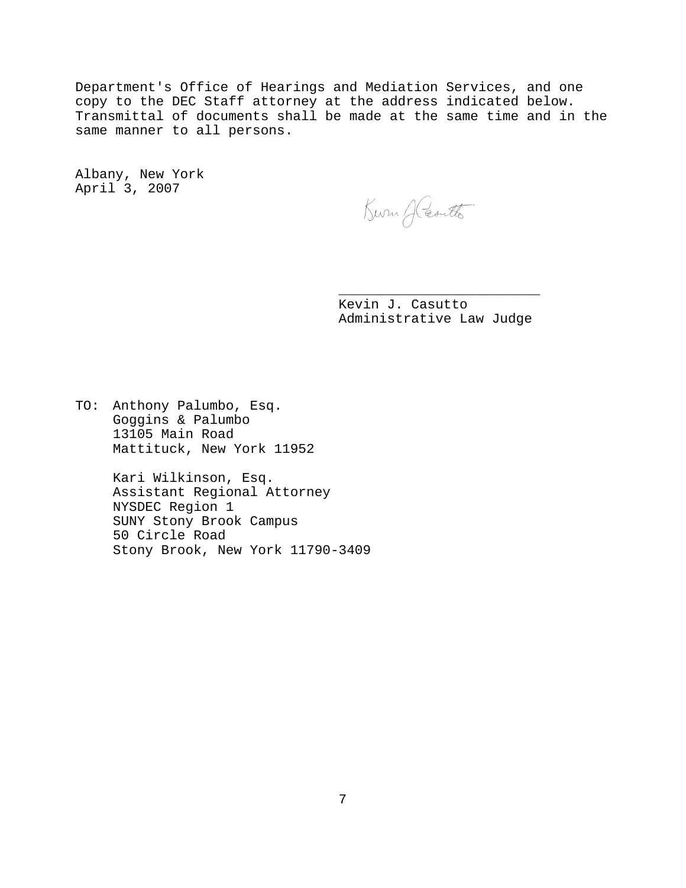Department's Office of Hearings and Mediation Services, and one copy to the DEC Staff attorney at the address indicated below. Transmittal of documents shall be made at the same time and in the same manner to all persons.

Albany, New York
April 3, 2007

\_\_\_\_\_\_\_\_\_\_\_\_\_\_\_\_\_\_\_\_\_\_\_\_\_
Kevin J. Casutto
Administrative Law Judge

TO: Anthony Palumbo, Esq.
Goggins & Palumbo
13105 Main Road
Mattituck, New York 11952

Kari Wilkinson, Esq.
Assistant Regional Attorney
NYSDEC Region 1
SUNY Stony Brook Campus
50 Circle Road
Stony Brook, New York 11790-3409